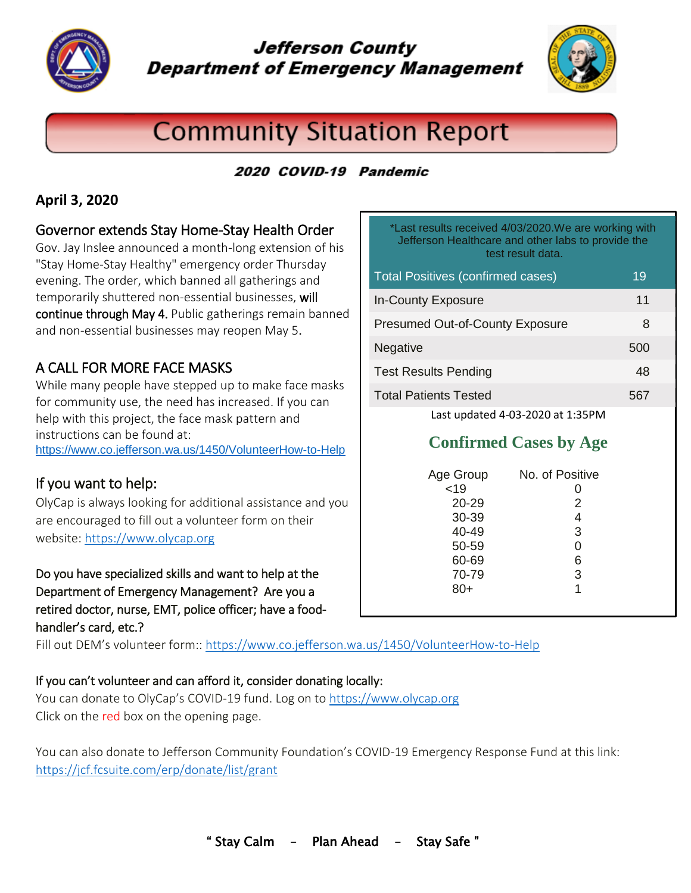# Jefferson County Department of Emergency Management

## Community Situation Report

***2020 COVID-19 Pandemic***

**April 3, 2020**

### Governor extends Stay Home-Stay Health Order

Gov. Jay Inslee announced a month-long extension of his "Stay Home-Stay Healthy" emergency order Thursday evening. The order, which banned all gatherings and temporarily shuttered non-essential businesses, will continue through May 4. Public gatherings remain banned and non-essential businesses may reopen May 5.

### A CALL FOR MORE FACE MASKS

While many people have stepped up to make face masks for community use, the need has increased. If you can help with this project, the face mask pattern and instructions can be found at:
https://www.co.jefferson.wa.us/1450/VolunteerHow-to-Help

### If you want to help:

OlyCap is always looking for additional assistance and you are encouraged to fill out a volunteer form on their website: https://www.olycap.org

*Last results received 4/03/2020.We are working with Jefferson Healthcare and other labs to provide the test result data.

| | |
|---|---|
| Total Positives (confirmed cases) | 19 |
| In-County Exposure | 11 |
| Presumed Out-of-County Exposure | 8 |
| Negative | 500 |
| Test Results Pending | 48 |
| Total Patients Tested | 567 |

Last updated 4-03-2020 at 1:35PM

**Confirmed Cases by Age**

| Age Group | No. of Positive |
|---|---|
| <19 | 0 |
| 20-29 | 2 |
| 30-39 | 4 |
| 40-49 | 3 |
| 50-59 | 0 |
| 60-69 | 6 |
| 70-79 | 3 |
| 80+ | 1 |

Do you have specialized skills and want to help at the Department of Emergency Management? Are you a retired doctor, nurse, EMT, police officer; have a food-handler's card, etc.?

Fill out DEM's volunteer form:: https://www.co.jefferson.wa.us/1450/VolunteerHow-to-Help

If you can't volunteer and can afford it, consider donating locally:

You can donate to OlyCap's COVID-19 fund. Log on to https://www.olycap.org
Click on the red box on the opening page.

You can also donate to Jefferson Community Foundation's COVID-19 Emergency Response Fund at this link:
https://jcf.fcsuite.com/erp/donate/list/grant

**" Stay Calm – Plan Ahead – Stay Safe "**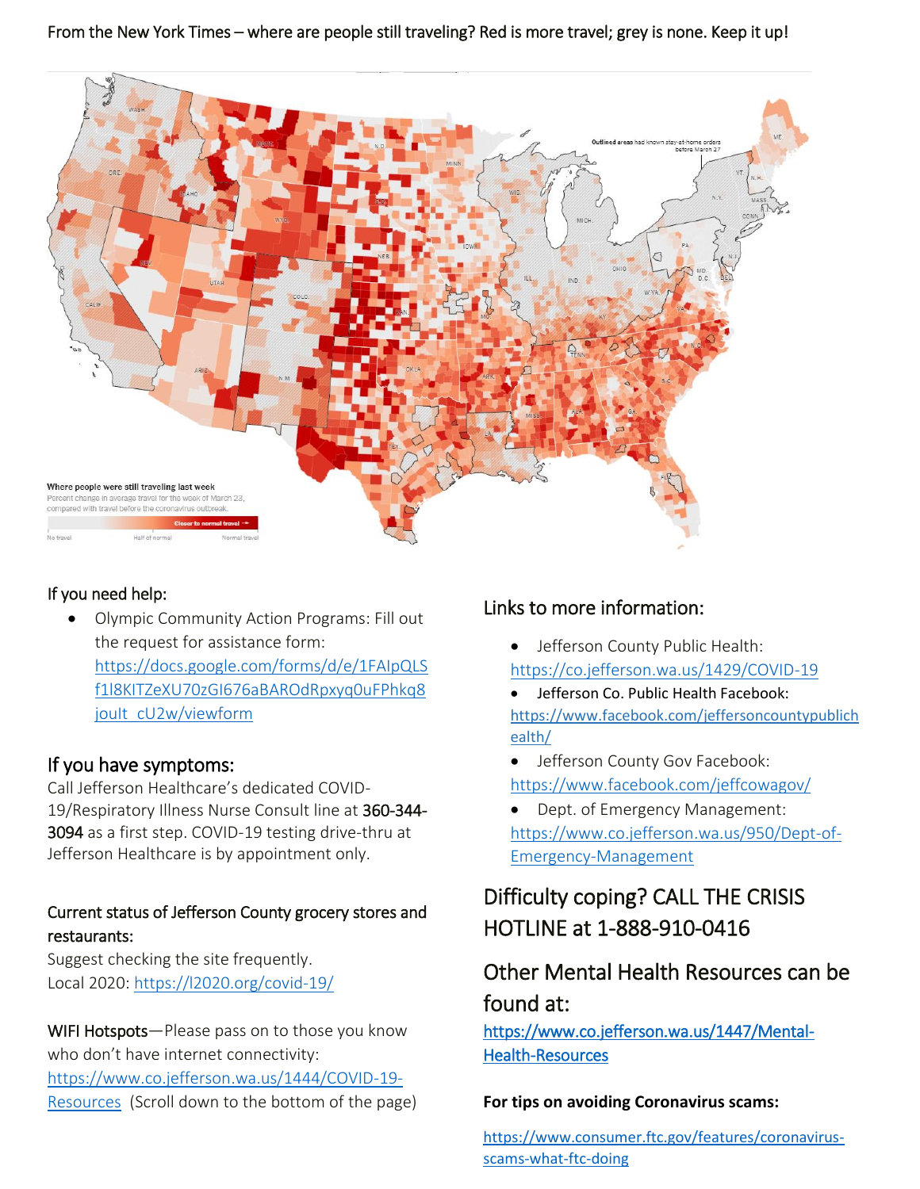From the New York Times – where are people still traveling? Red is more travel; grey is none. Keep it up!

Outlined areas had known stay-at-home orders before March 27

Where people were still traveling last week

Percent change in average travel for the week of March 23, compared with travel before the coronavirus outbreak.

Closer to normal travel →

No travel

Half of normal

Normal travel

If you need help:

- Olympic Community Action Programs: Fill out the request for assistance form: https://docs.google.com/forms/d/e/1FAIpQLSf1I8KITZeXU70zGI676aBAROdRpxyq0uFPhkq8joult_cU2w/viewform

## If you have symptoms:

Call Jefferson Healthcare's dedicated COVID-19/Respiratory Illness Nurse Consult line at **360-344-3094** as a first step. COVID-19 testing drive-thru at Jefferson Healthcare is by appointment only.

Current status of Jefferson County grocery stores and restaurants:

Suggest checking the site frequently.
Local 2020: https://l2020.org/covid-19/

WIFI Hotspots—Please pass on to those you know who don't have internet connectivity: https://www.co.jefferson.wa.us/1444/COVID-19-Resources (Scroll down to the bottom of the page)

## Links to more information:

- Jefferson County Public Health: https://co.jefferson.wa.us/1429/COVID-19
- Jefferson Co. Public Health Facebook: https://www.facebook.com/jeffersoncountypublichealth/
- Jefferson County Gov Facebook: https://www.facebook.com/jeffcowagov/
- Dept. of Emergency Management: https://www.co.jefferson.wa.us/950/Dept-of-Emergency-Management

## Difficulty coping? CALL THE CRISIS HOTLINE at 1-888-910-0416

## Other Mental Health Resources can be found at:

https://www.co.jefferson.wa.us/1447/Mental-Health-Resources

**For tips on avoiding Coronavirus scams:**

https://www.consumer.ftc.gov/features/coronavirus-scams-what-ftc-doing